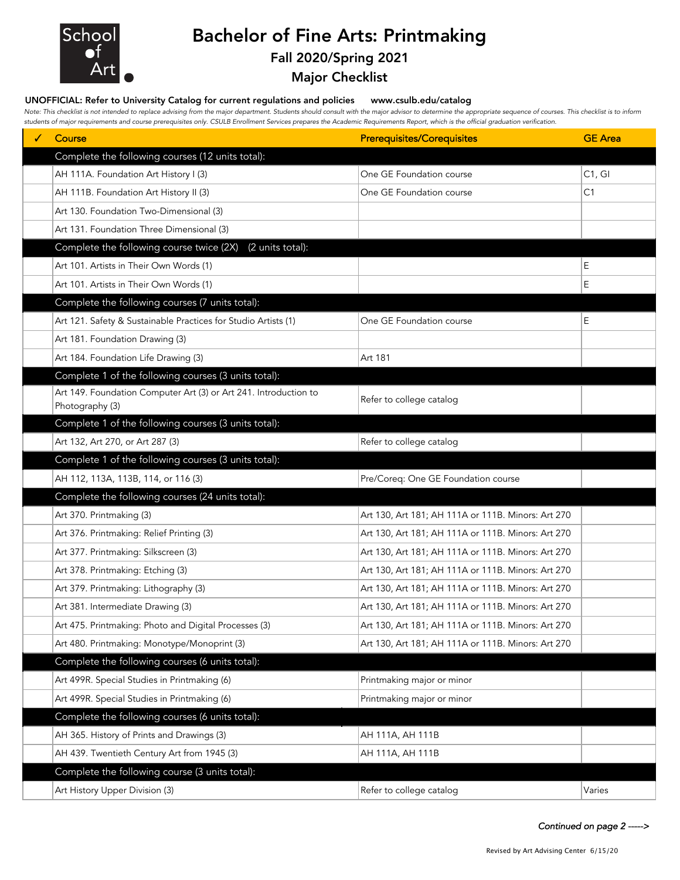School of Art

# Bachelor of Fine Arts: Printmaking

## Fall 2020/Spring 2021

## Major Checklist

**UNOFFICIAL: Refer to University Catalog for current regulations and policies www.csulb.edu/catalog**

*Note: This checklist is not intended to replace advising from the major department. Students should consult with the major advisor to determine the appropriate sequence of courses. This checklist is to inform students of major requirements and course prerequisites only. CSULB Enrollment Services prepares the Academic Requirements Report, which is the official graduation verification.*

| ✓ | Course | Prerequisites/Corequisites | GE Area |
|---|---|---|---|
| | **Complete the following courses (12 units total):** | | |
| | AH 111A. Foundation Art History I (3) | One GE Foundation course | C1, GI |
| | AH 111B. Foundation Art History II (3) | One GE Foundation course | C1 |
| | Art 130. Foundation Two-Dimensional (3) | | |
| | Art 131. Foundation Three Dimensional (3) | | |
| | **Complete the following course twice (2X) (2 units total):** | | |
| | Art 101. Artists in Their Own Words (1) | | E |
| | Art 101. Artists in Their Own Words (1) | | E |
| | **Complete the following courses (7 units total):** | | |
| | Art 121. Safety & Sustainable Practices for Studio Artists (1) | One GE Foundation course | E |
| | Art 181. Foundation Drawing (3) | | |
| | Art 184. Foundation Life Drawing (3) | Art 181 | |
| | **Complete 1 of the following courses (3 units total):** | | |
| | Art 149. Foundation Computer Art (3) or Art 241. Introduction to Photography (3) | Refer to college catalog | |
| | **Complete 1 of the following courses (3 units total):** | | |
| | Art 132, Art 270, or Art 287 (3) | Refer to college catalog | |
| | **Complete 1 of the following courses (3 units total):** | | |
| | AH 112, 113A, 113B, 114, or 116 (3) | Pre/Coreq: One GE Foundation course | |
| | **Complete the following courses (24 units total):** | | |
| | Art 370. Printmaking (3) | Art 130, Art 181; AH 111A or 111B. Minors: Art 270 | |
| | Art 376. Printmaking: Relief Printing (3) | Art 130, Art 181; AH 111A or 111B. Minors: Art 270 | |
| | Art 377. Printmaking: Silkscreen (3) | Art 130, Art 181; AH 111A or 111B. Minors: Art 270 | |
| | Art 378. Printmaking: Etching (3) | Art 130, Art 181; AH 111A or 111B. Minors: Art 270 | |
| | Art 379. Printmaking: Lithography (3) | Art 130, Art 181; AH 111A or 111B. Minors: Art 270 | |
| | Art 381. Intermediate Drawing (3) | Art 130, Art 181; AH 111A or 111B. Minors: Art 270 | |
| | Art 475. Printmaking: Photo and Digital Processes (3) | Art 130, Art 181; AH 111A or 111B. Minors: Art 270 | |
| | Art 480. Printmaking: Monotype/Monoprint (3) | Art 130, Art 181; AH 111A or 111B. Minors: Art 270 | |
| | **Complete the following courses (6 units total):** | | |
| | Art 499R. Special Studies in Printmaking (6) | Printmaking major or minor | |
| | Art 499R. Special Studies in Printmaking (6) | Printmaking major or minor | |
| | **Complete the following courses (6 units total):** | | |
| | AH 365. History of Prints and Drawings (3) | AH 111A, AH 111B | |
| | AH 439. Twentieth Century Art from 1945 (3) | AH 111A, AH 111B | |
| | **Complete the following course (3 units total):** | | |
| | Art History Upper Division (3) | Refer to college catalog | Varies |

*Continued on page 2 ----->*

Revised by Art Advising Center 6/15/20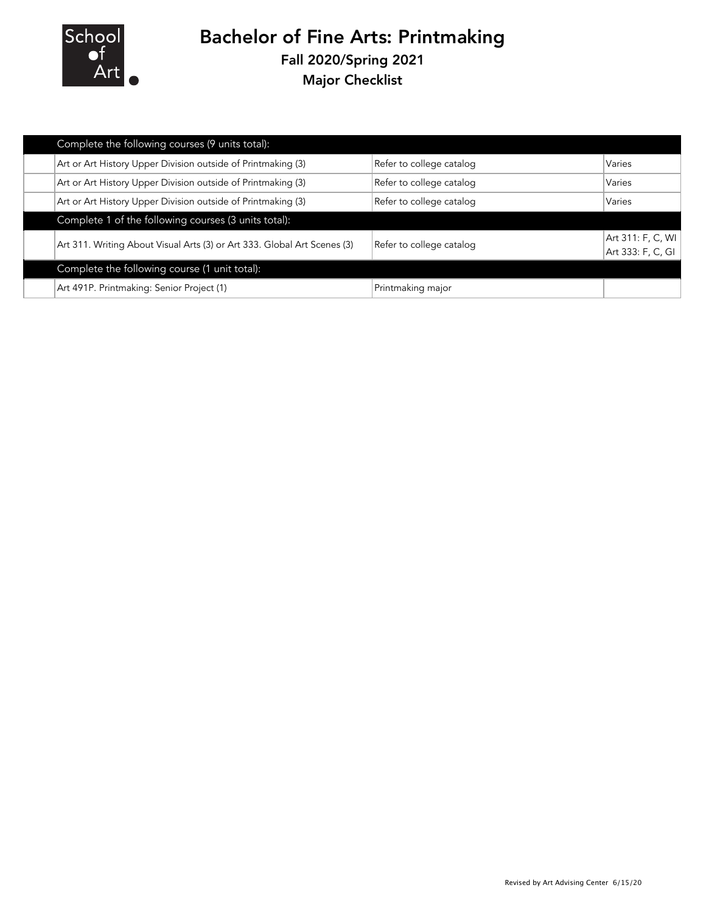# Bachelor of Fine Arts: Printmaking

**Fall 2020/Spring 2021**

**Major Checklist**

| | | | |
|---|---|---|---|
| Complete the following courses (9 units total): | | | |
| | Art or Art History Upper Division outside of Printmaking (3) | Refer to college catalog | Varies |
| | Art or Art History Upper Division outside of Printmaking (3) | Refer to college catalog | Varies |
| | Art or Art History Upper Division outside of Printmaking (3) | Refer to college catalog | Varies |
| Complete 1 of the following courses (3 units total): | | | |
| | Art 311. Writing About Visual Arts (3) or Art 333. Global Art Scenes (3) | Refer to college catalog | Art 311: F, C, WI<br>Art 333: F, C, GI |
| Complete the following course (1 unit total): | | | |
| | Art 491P. Printmaking: Senior Project (1) | Printmaking major | |

Revised by Art Advising Center 6/15/20